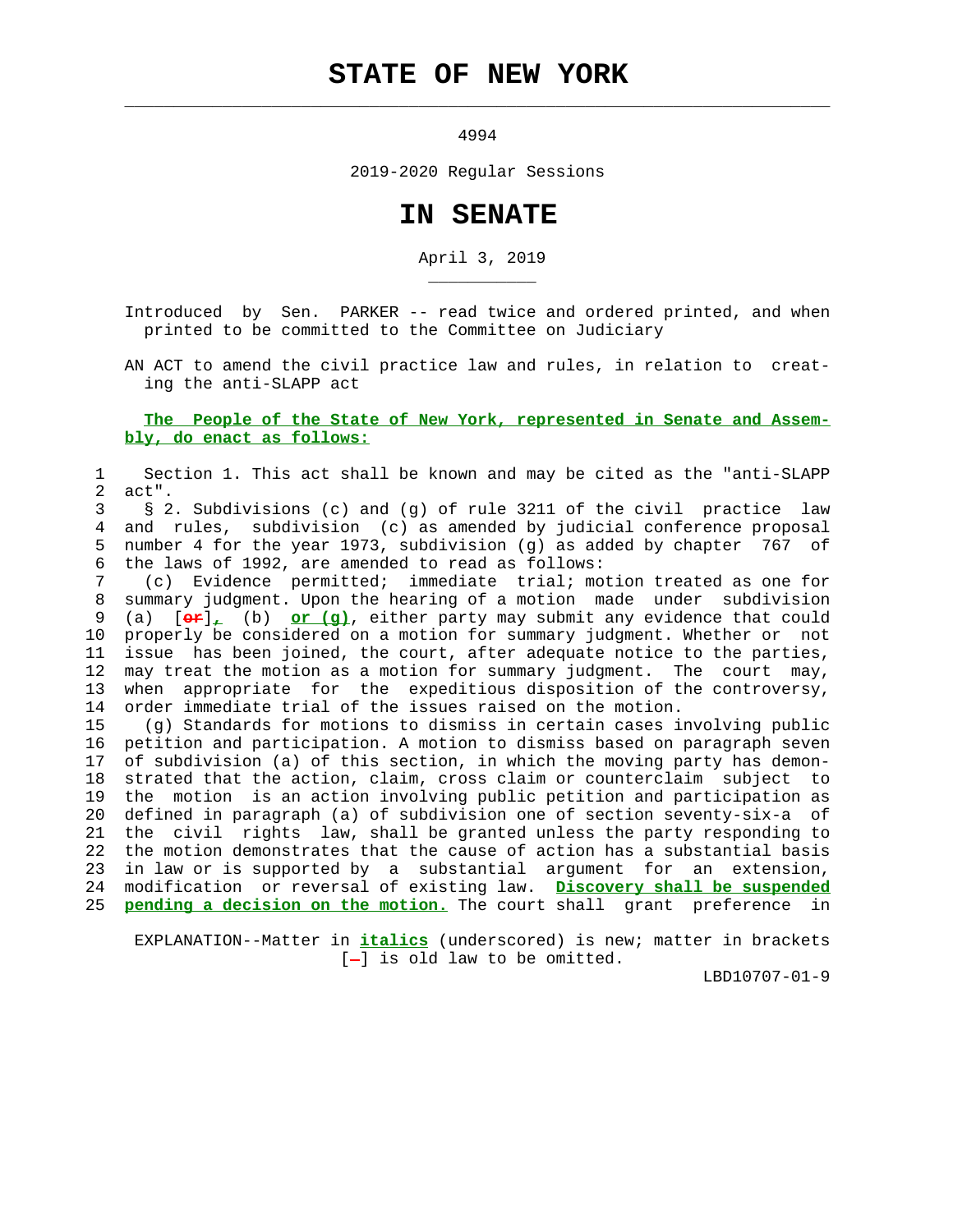# STATE OF NEW YORK

4994

2019-2020 Regular Sessions

# IN SENATE

April 3, 2019

Introduced by Sen. PARKER -- read twice and ordered printed, and when printed to be committed to the Committee on Judiciary

AN ACT to amend the civil practice law and rules, in relation to creating the anti-SLAPP act

**The People of the State of New York, represented in Senate and Assembly, do enact as follows:**

1 Section 1. This act shall be known and may be cited as the "anti-SLAPP
2 act".
3 § 2. Subdivisions (c) and (g) of rule 3211 of the civil practice law
4 and rules, subdivision (c) as amended by judicial conference proposal
5 number 4 for the year 1973, subdivision (g) as added by chapter 767 of
6 the laws of 1992, are amended to read as follows:
7 (c) Evidence permitted; immediate trial; motion treated as one for
8 summary judgment. Upon the hearing of a motion made under subdivision
9 (a) [or], (b) *or (g)*, either party may submit any evidence that could
10 properly be considered on a motion for summary judgment. Whether or not
11 issue has been joined, the court, after adequate notice to the parties,
12 may treat the motion as a motion for summary judgment. The court may,
13 when appropriate for the expeditious disposition of the controversy,
14 order immediate trial of the issues raised on the motion.
15 (g) Standards for motions to dismiss in certain cases involving public
16 petition and participation. A motion to dismiss based on paragraph seven
17 of subdivision (a) of this section, in which the moving party has demon-
18 strated that the action, claim, cross claim or counterclaim subject to
19 the motion is an action involving public petition and participation as
20 defined in paragraph (a) of subdivision one of section seventy-six-a of
21 the civil rights law, shall be granted unless the party responding to
22 the motion demonstrates that the cause of action has a substantial basis
23 in law or is supported by a substantial argument for an extension,
24 modification or reversal of existing law. *Discovery shall be suspended*
25 *pending a decision on the motion.* The court shall grant preference in

EXPLANATION--Matter in *italics* (underscored) is new; matter in brackets [-] is old law to be omitted.

LBD10707-01-9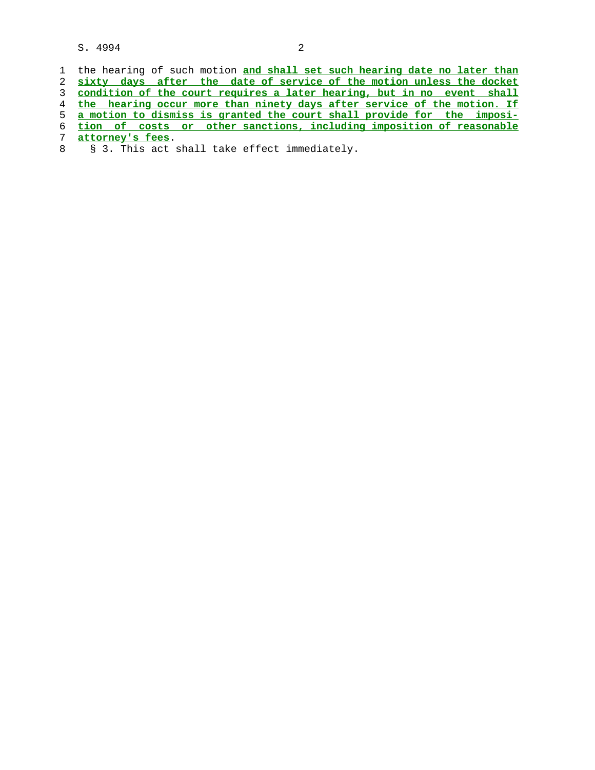the hearing of such motion **and shall set such hearing date no later than sixty days after the date of service of the motion unless the docket condition of the court requires a later hearing, but in no event shall the hearing occur more than ninety days after service of the motion. If a motion to dismiss is granted the court shall provide for the imposition of costs or other sanctions, including imposition of reasonable attorney's fees**.

§ 3. This act shall take effect immediately.